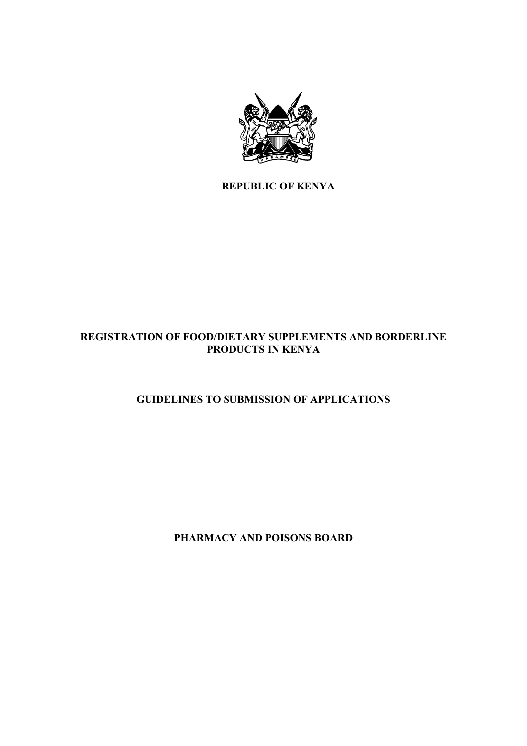**REPUBLIC OF KENYA**

# REGISTRATION OF FOOD/DIETARY SUPPLEMENTS AND BORDERLINE PRODUCTS IN KENYA

## GUIDELINES TO SUBMISSION OF APPLICATIONS

**PHARMACY AND POISONS BOARD**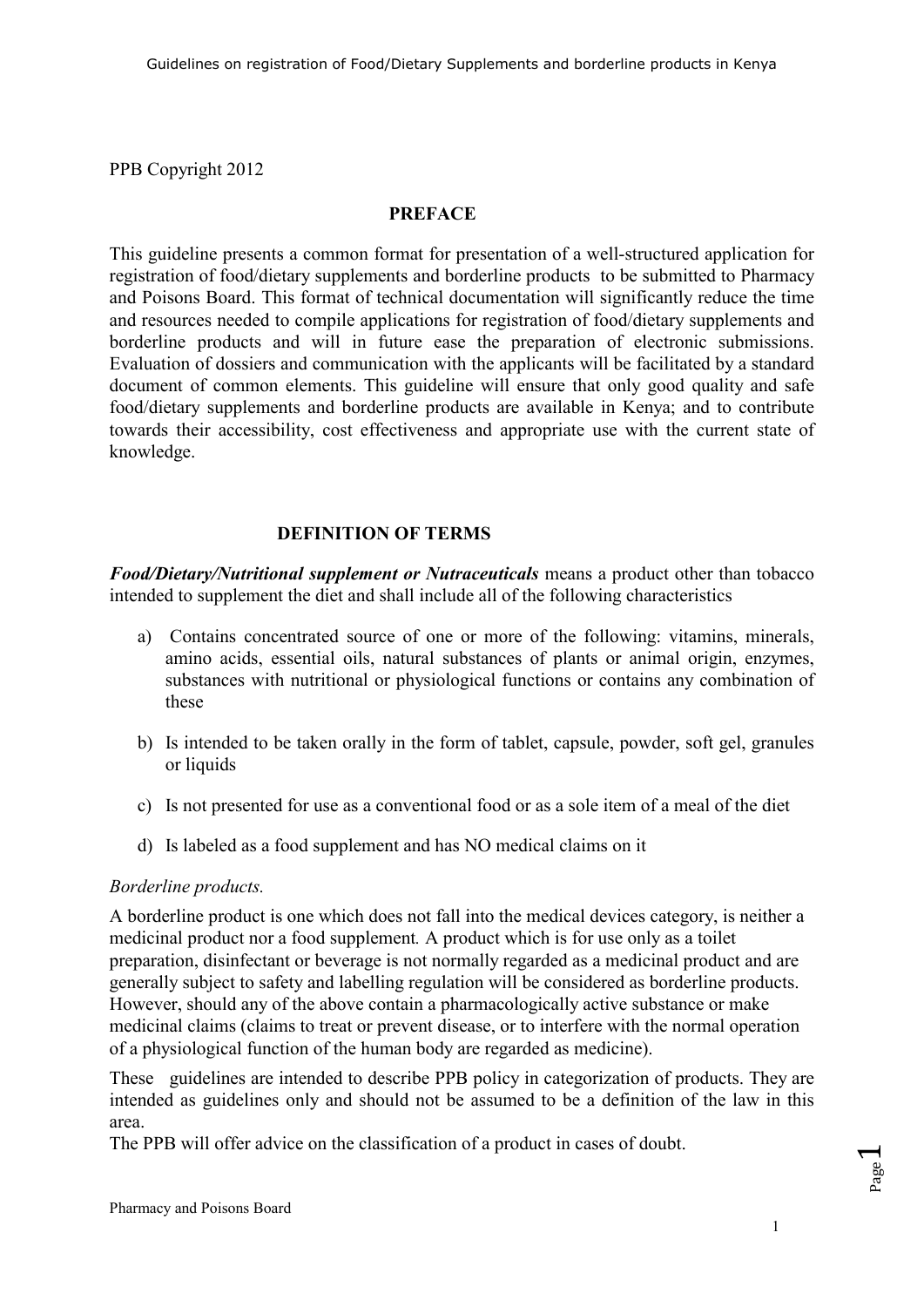PPB Copyright 2012

## PREFACE

This guideline presents a common format for presentation of a well-structured application for registration of food/dietary supplements and borderline products to be submitted to Pharmacy and Poisons Board. This format of technical documentation will significantly reduce the time and resources needed to compile applications for registration of food/dietary supplements and borderline products and will in future ease the preparation of electronic submissions. Evaluation of dossiers and communication with the applicants will be facilitated by a standard document of common elements. This guideline will ensure that only good quality and safe food/dietary supplements and borderline products are available in Kenya; and to contribute towards their accessibility, cost effectiveness and appropriate use with the current state of knowledge.

## DEFINITION OF TERMS

***Food/Dietary/Nutritional supplement or Nutraceuticals*** means a product other than tobacco intended to supplement the diet and shall include all of the following characteristics

a) Contains concentrated source of one or more of the following: vitamins, minerals, amino acids, essential oils, natural substances of plants or animal origin, enzymes, substances with nutritional or physiological functions or contains any combination of these

b) Is intended to be taken orally in the form of tablet, capsule, powder, soft gel, granules or liquids

c) Is not presented for use as a conventional food or as a sole item of a meal of the diet

d) Is labeled as a food supplement and has NO medical claims on it

*Borderline products.*

A borderline product is one which does not fall into the medical devices category, is neither a medicinal product nor a food supplement. A product which is for use only as a toilet preparation, disinfectant or beverage is not normally regarded as a medicinal product and are generally subject to safety and labelling regulation will be considered as borderline products. However, should any of the above contain a pharmacologically active substance or make medicinal claims (claims to treat or prevent disease, or to interfere with the normal operation of a physiological function of the human body are regarded as medicine).

These guidelines are intended to describe PPB policy in categorization of products. They are intended as guidelines only and should not be assumed to be a definition of the law in this area.

The PPB will offer advice on the classification of a product in cases of doubt.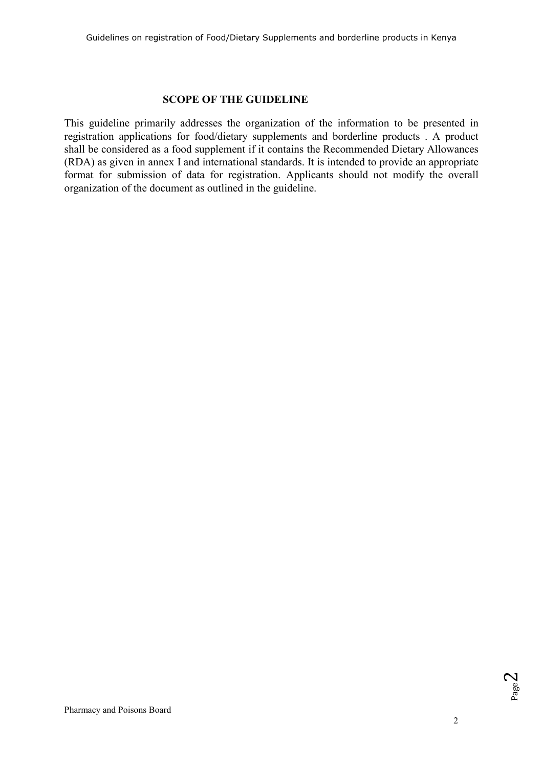## SCOPE OF THE GUIDELINE

This guideline primarily addresses the organization of the information to be presented in registration applications for food/dietary supplements and borderline products . A product shall be considered as a food supplement if it contains the Recommended Dietary Allowances (RDA) as given in annex I and international standards. It is intended to provide an appropriate format for submission of data for registration. Applicants should not modify the overall organization of the document as outlined in the guideline.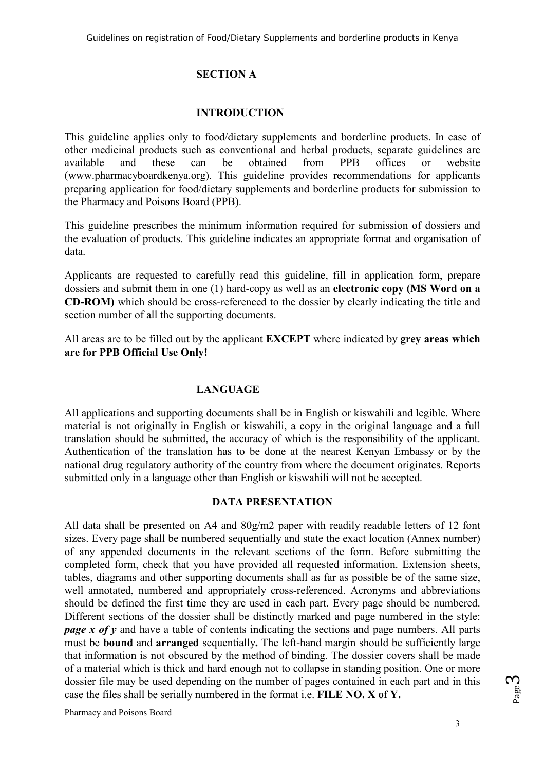## SECTION A

### INTRODUCTION

This guideline applies only to food/dietary supplements and borderline products. In case of other medicinal products such as conventional and herbal products, separate guidelines are available and these can be obtained from PPB offices or website (www.pharmacyboardkenya.org). This guideline provides recommendations for applicants preparing application for food/dietary supplements and borderline products for submission to the Pharmacy and Poisons Board (PPB).

This guideline prescribes the minimum information required for submission of dossiers and the evaluation of products. This guideline indicates an appropriate format and organisation of data.

Applicants are requested to carefully read this guideline, fill in application form, prepare dossiers and submit them in one (1) hard-copy as well as an **electronic copy (MS Word on a CD-ROM)** which should be cross-referenced to the dossier by clearly indicating the title and section number of all the supporting documents.

All areas are to be filled out by the applicant **EXCEPT** where indicated by **grey areas which are for PPB Official Use Only!**

### LANGUAGE

All applications and supporting documents shall be in English or kiswahili and legible. Where material is not originally in English or kiswahili, a copy in the original language and a full translation should be submitted, the accuracy of which is the responsibility of the applicant. Authentication of the translation has to be done at the nearest Kenyan Embassy or by the national drug regulatory authority of the country from where the document originates. Reports submitted only in a language other than English or kiswahili will not be accepted.

### DATA PRESENTATION

All data shall be presented on A4 and 80g/m2 paper with readily readable letters of 12 font sizes. Every page shall be numbered sequentially and state the exact location (Annex number) of any appended documents in the relevant sections of the form. Before submitting the completed form, check that you have provided all requested information. Extension sheets, tables, diagrams and other supporting documents shall as far as possible be of the same size, well annotated, numbered and appropriately cross-referenced. Acronyms and abbreviations should be defined the first time they are used in each part. Every page should be numbered. Different sections of the dossier shall be distinctly marked and page numbered in the style: ***page x of y*** and have a table of contents indicating the sections and page numbers. All parts must be **bound** and **arranged** sequentially**.** The left-hand margin should be sufficiently large that information is not obscured by the method of binding. The dossier covers shall be made of a material which is thick and hard enough not to collapse in standing position. One or more dossier file may be used depending on the number of pages contained in each part and in this case the files shall be serially numbered in the format i.e. **FILE NO. X of Y.**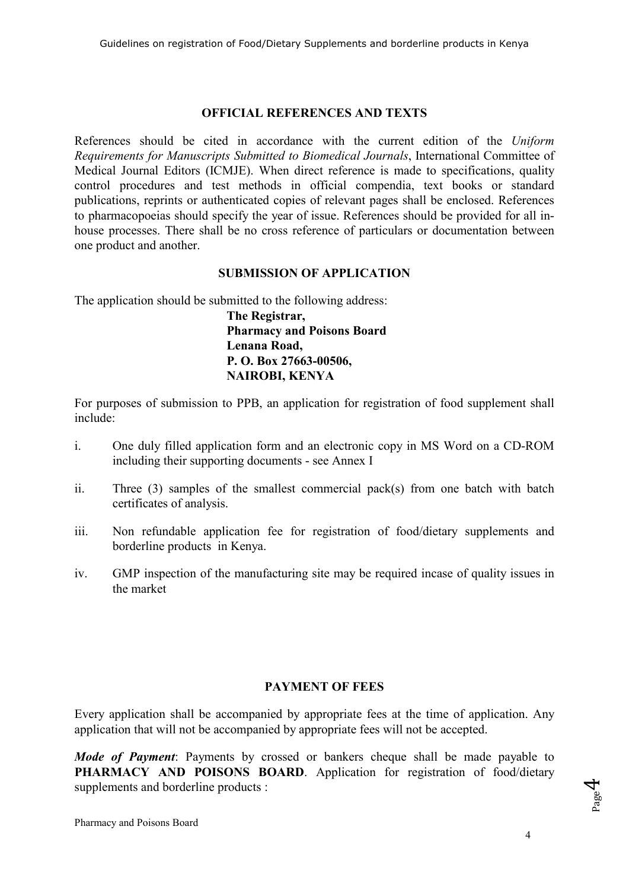## OFFICIAL REFERENCES AND TEXTS

References should be cited in accordance with the current edition of the *Uniform Requirements for Manuscripts Submitted to Biomedical Journals*, International Committee of Medical Journal Editors (ICMJE). When direct reference is made to specifications, quality control procedures and test methods in official compendia, text books or standard publications, reprints or authenticated copies of relevant pages shall be enclosed. References to pharmacopoeias should specify the year of issue. References should be provided for all in-house processes. There shall be no cross reference of particulars or documentation between one product and another.

## SUBMISSION OF APPLICATION

The application should be submitted to the following address:

**The Registrar,**
**Pharmacy and Poisons Board**
**Lenana Road,**
**P. O. Box 27663-00506,**
**NAIROBI, KENYA**

For purposes of submission to PPB, an application for registration of food supplement shall include:

i. One duly filled application form and an electronic copy in MS Word on a CD-ROM including their supporting documents - see Annex I

ii. Three (3) samples of the smallest commercial pack(s) from one batch with batch certificates of analysis.

iii. Non refundable application fee for registration of food/dietary supplements and borderline products in Kenya.

iv. GMP inspection of the manufacturing site may be required incase of quality issues in the market

## PAYMENT OF FEES

Every application shall be accompanied by appropriate fees at the time of application. Any application that will not be accompanied by appropriate fees will not be accepted.

***Mode of Payment***: Payments by crossed or bankers cheque shall be made payable to **PHARMACY AND POISONS BOARD**. Application for registration of food/dietary supplements and borderline products :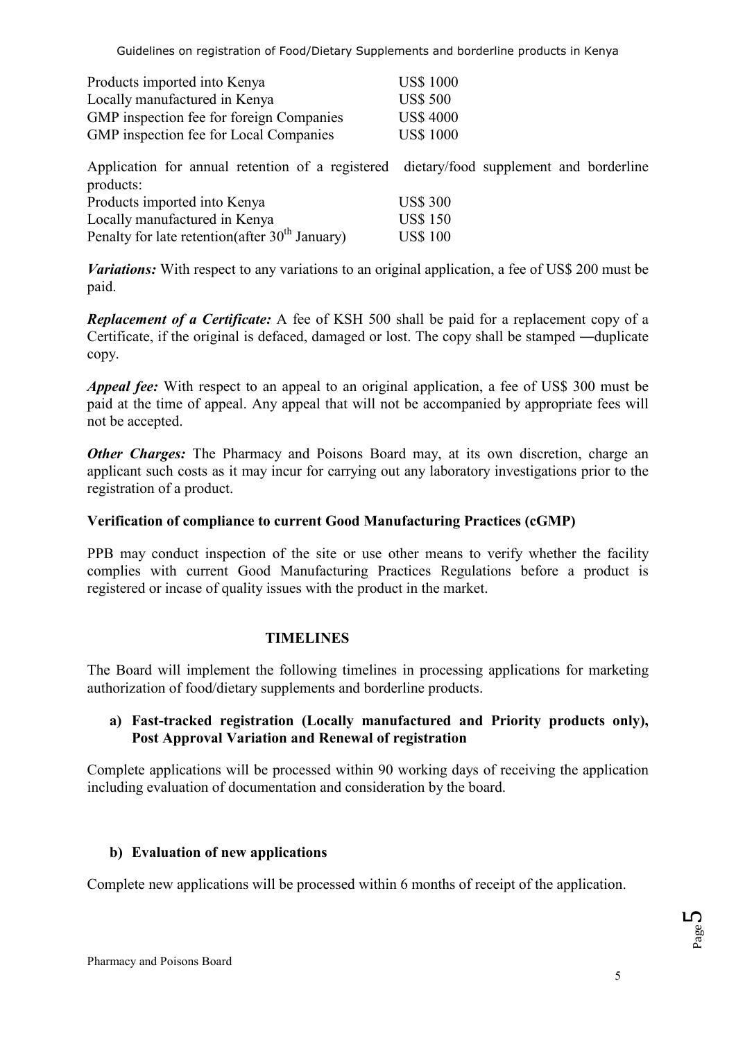| | |
|---|---|
| Products imported into Kenya | US$ 1000 |
| Locally manufactured in Kenya | US$ 500 |
| GMP inspection fee for foreign Companies | US$ 4000 |
| GMP inspection fee for Local Companies | US$ 1000 |

Application for annual retention of a registered dietary/food supplement and borderline products:

| | |
|---|---|
| Products imported into Kenya | US$ 300 |
| Locally manufactured in Kenya | US$ 150 |
| Penalty for late retention(after 30th January) | US$ 100 |

***Variations:*** With respect to any variations to an original application, a fee of US$ 200 must be paid.

***Replacement of a Certificate:*** A fee of KSH 500 shall be paid for a replacement copy of a Certificate, if the original is defaced, damaged or lost. The copy shall be stamped ―duplicate copy.

***Appeal fee:*** With respect to an appeal to an original application, a fee of US$ 300 must be paid at the time of appeal. Any appeal that will not be accompanied by appropriate fees will not be accepted.

***Other Charges:*** The Pharmacy and Poisons Board may, at its own discretion, charge an applicant such costs as it may incur for carrying out any laboratory investigations prior to the registration of a product.

**Verification of compliance to current Good Manufacturing Practices (cGMP)**

PPB may conduct inspection of the site or use other means to verify whether the facility complies with current Good Manufacturing Practices Regulations before a product is registered or incase of quality issues with the product in the market.

## TIMELINES

The Board will implement the following timelines in processing applications for marketing authorization of food/dietary supplements and borderline products.

**a) Fast-tracked registration (Locally manufactured and Priority products only), Post Approval Variation and Renewal of registration**

Complete applications will be processed within 90 working days of receiving the application including evaluation of documentation and consideration by the board.

**b) Evaluation of new applications**

Complete new applications will be processed within 6 months of receipt of the application.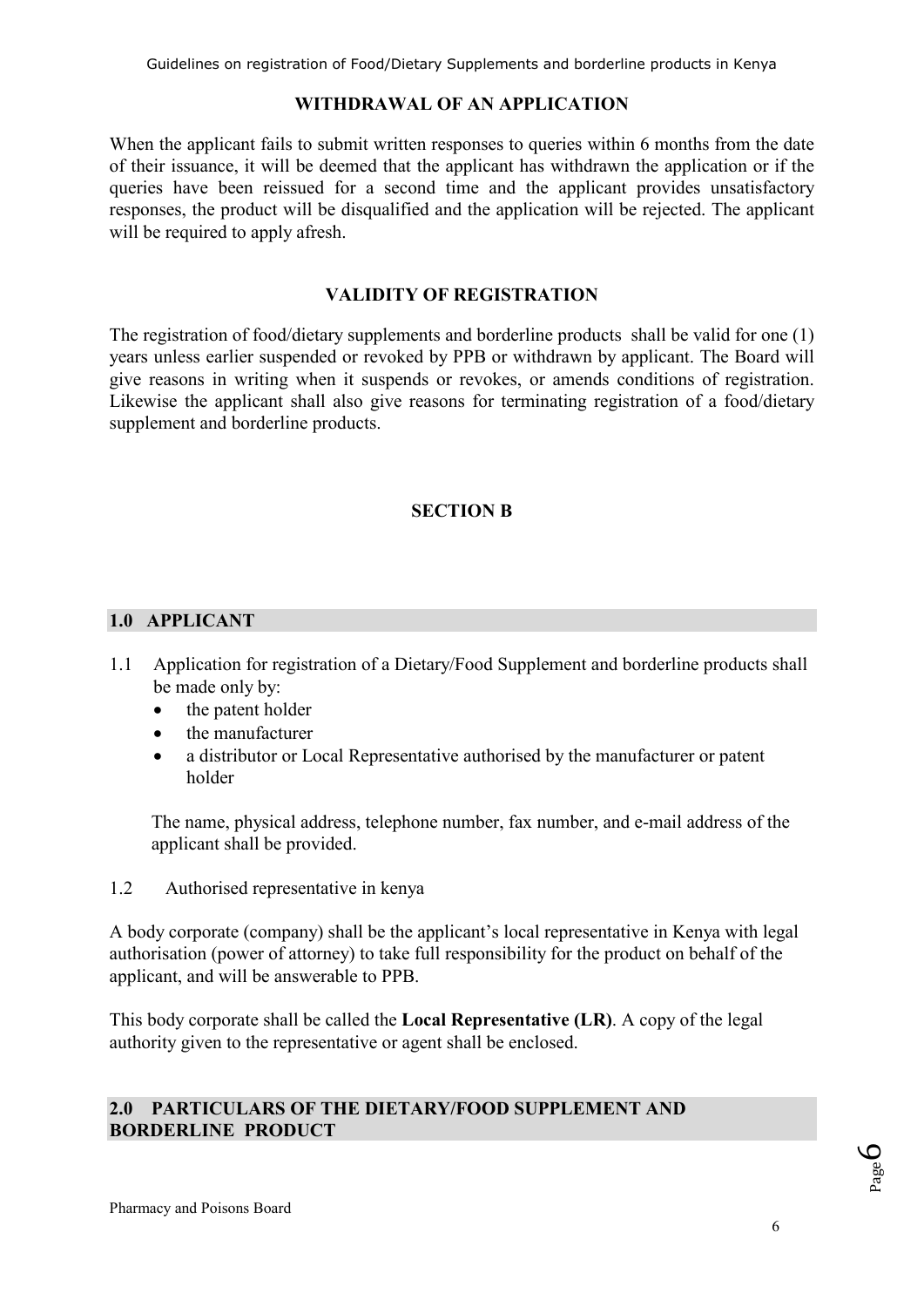## WITHDRAWAL OF AN APPLICATION

When the applicant fails to submit written responses to queries within 6 months from the date of their issuance, it will be deemed that the applicant has withdrawn the application or if the queries have been reissued for a second time and the applicant provides unsatisfactory responses, the product will be disqualified and the application will be rejected. The applicant will be required to apply afresh.

## VALIDITY OF REGISTRATION

The registration of food/dietary supplements and borderline products shall be valid for one (1) years unless earlier suspended or revoked by PPB or withdrawn by applicant. The Board will give reasons in writing when it suspends or revokes, or amends conditions of registration. Likewise the applicant shall also give reasons for terminating registration of a food/dietary supplement and borderline products.

# SECTION B

## 1.0 APPLICANT

1.1 Application for registration of a Dietary/Food Supplement and borderline products shall be made only by:

- the patent holder
- the manufacturer
- a distributor or Local Representative authorised by the manufacturer or patent holder

The name, physical address, telephone number, fax number, and e-mail address of the applicant shall be provided.

1.2 Authorised representative in kenya

A body corporate (company) shall be the applicant's local representative in Kenya with legal authorisation (power of attorney) to take full responsibility for the product on behalf of the applicant, and will be answerable to PPB.

This body corporate shall be called the **Local Representative (LR)**. A copy of the legal authority given to the representative or agent shall be enclosed.

## 2.0 PARTICULARS OF THE DIETARY/FOOD SUPPLEMENT AND BORDERLINE PRODUCT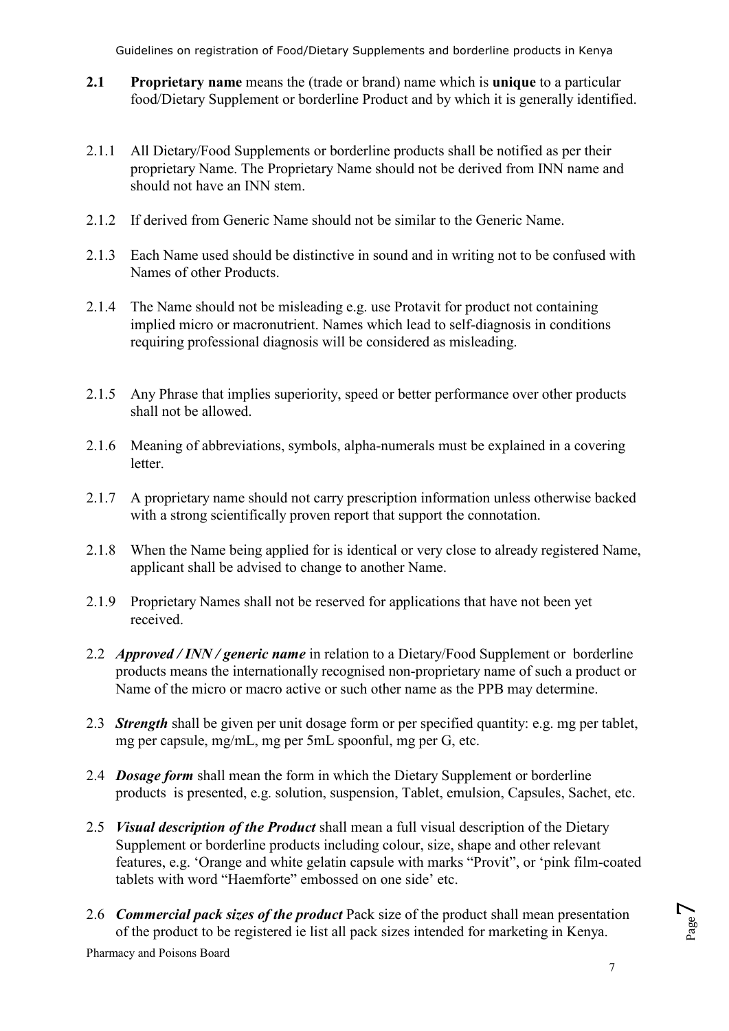**2.1 Proprietary name** means the (trade or brand) name which is **unique** to a particular food/Dietary Supplement or borderline Product and by which it is generally identified.

2.1.1 All Dietary/Food Supplements or borderline products shall be notified as per their proprietary Name. The Proprietary Name should not be derived from INN name and should not have an INN stem.

2.1.2 If derived from Generic Name should not be similar to the Generic Name.

2.1.3 Each Name used should be distinctive in sound and in writing not to be confused with Names of other Products.

2.1.4 The Name should not be misleading e.g. use Protavit for product not containing implied micro or macronutrient. Names which lead to self-diagnosis in conditions requiring professional diagnosis will be considered as misleading.

2.1.5 Any Phrase that implies superiority, speed or better performance over other products shall not be allowed.

2.1.6 Meaning of abbreviations, symbols, alpha-numerals must be explained in a covering letter.

2.1.7 A proprietary name should not carry prescription information unless otherwise backed with a strong scientifically proven report that support the connotation.

2.1.8 When the Name being applied for is identical or very close to already registered Name, applicant shall be advised to change to another Name.

2.1.9 Proprietary Names shall not be reserved for applications that have not been yet received.

2.2 ***Approved / INN / generic name*** in relation to a Dietary/Food Supplement or borderline products means the internationally recognised non-proprietary name of such a product or Name of the micro or macro active or such other name as the PPB may determine.

2.3 ***Strength*** shall be given per unit dosage form or per specified quantity: e.g. mg per tablet, mg per capsule, mg/mL, mg per 5mL spoonful, mg per G, etc.

2.4 ***Dosage form*** shall mean the form in which the Dietary Supplement or borderline products is presented, e.g. solution, suspension, Tablet, emulsion, Capsules, Sachet, etc.

2.5 ***Visual description of the Product*** shall mean a full visual description of the Dietary Supplement or borderline products including colour, size, shape and other relevant features, e.g. 'Orange and white gelatin capsule with marks "Provit", or 'pink film-coated tablets with word "Haemforte" embossed on one side' etc.

2.6 ***Commercial pack sizes of the product*** Pack size of the product shall mean presentation of the product to be registered ie list all pack sizes intended for marketing in Kenya.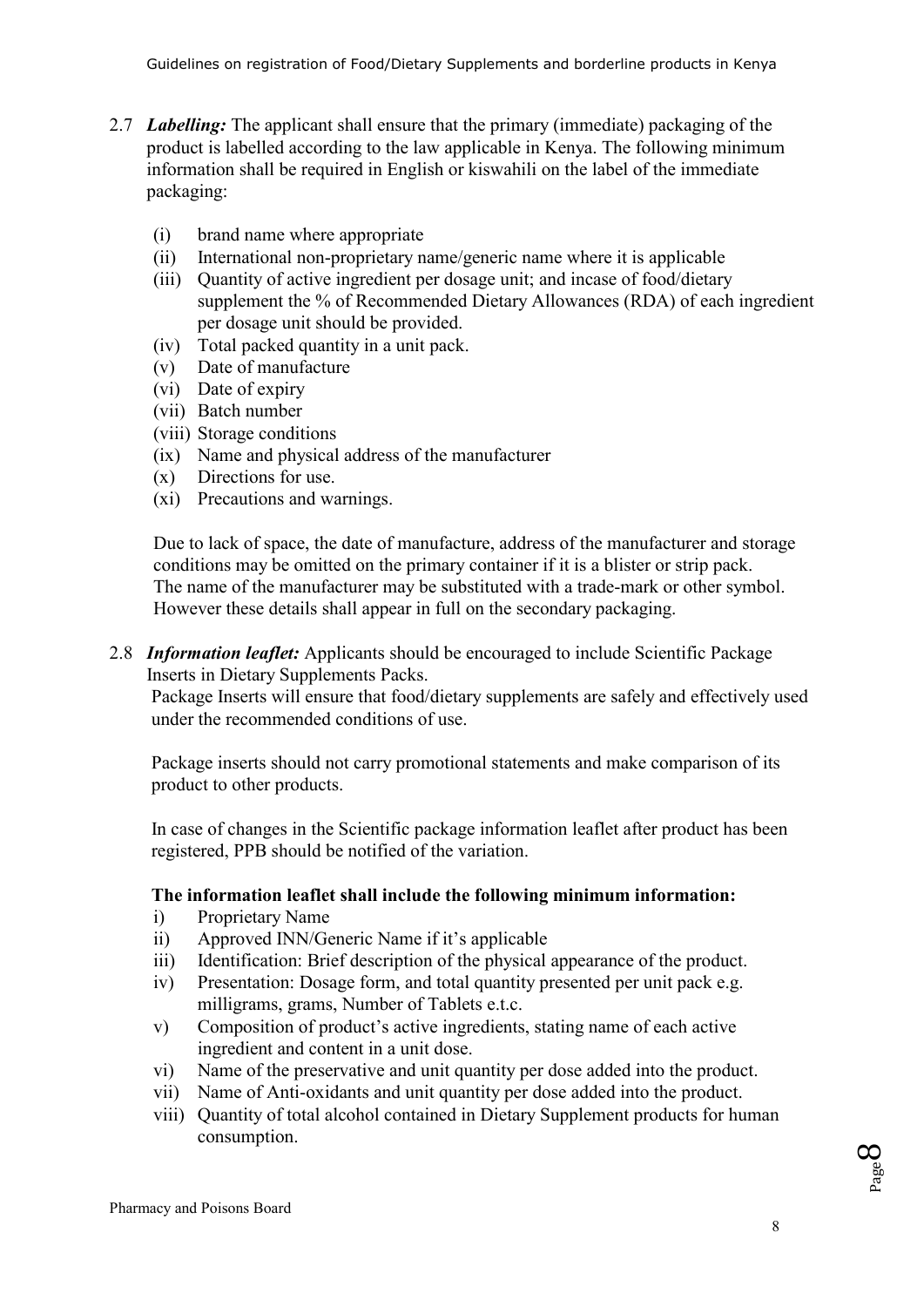2.7 ***Labelling:*** The applicant shall ensure that the primary (immediate) packaging of the product is labelled according to the law applicable in Kenya. The following minimum information shall be required in English or kiswahili on the label of the immediate packaging:

(i) brand name where appropriate
(ii) International non-proprietary name/generic name where it is applicable
(iii) Quantity of active ingredient per dosage unit; and incase of food/dietary supplement the % of Recommended Dietary Allowances (RDA) of each ingredient per dosage unit should be provided.
(iv) Total packed quantity in a unit pack.
(v) Date of manufacture
(vi) Date of expiry
(vii) Batch number
(viii) Storage conditions
(ix) Name and physical address of the manufacturer
(x) Directions for use.
(xi) Precautions and warnings.

Due to lack of space, the date of manufacture, address of the manufacturer and storage conditions may be omitted on the primary container if it is a blister or strip pack. The name of the manufacturer may be substituted with a trade-mark or other symbol. However these details shall appear in full on the secondary packaging.

2.8 ***Information leaflet:*** Applicants should be encouraged to include Scientific Package Inserts in Dietary Supplements Packs.
Package Inserts will ensure that food/dietary supplements are safely and effectively used under the recommended conditions of use.

Package inserts should not carry promotional statements and make comparison of its product to other products.

In case of changes in the Scientific package information leaflet after product has been registered, PPB should be notified of the variation.

**The information leaflet shall include the following minimum information:**

i) Proprietary Name
ii) Approved INN/Generic Name if it's applicable
iii) Identification: Brief description of the physical appearance of the product.
iv) Presentation: Dosage form, and total quantity presented per unit pack e.g. milligrams, grams, Number of Tablets e.t.c.
v) Composition of product's active ingredients, stating name of each active ingredient and content in a unit dose.
vi) Name of the preservative and unit quantity per dose added into the product.
vii) Name of Anti-oxidants and unit quantity per dose added into the product.
viii) Quantity of total alcohol contained in Dietary Supplement products for human consumption.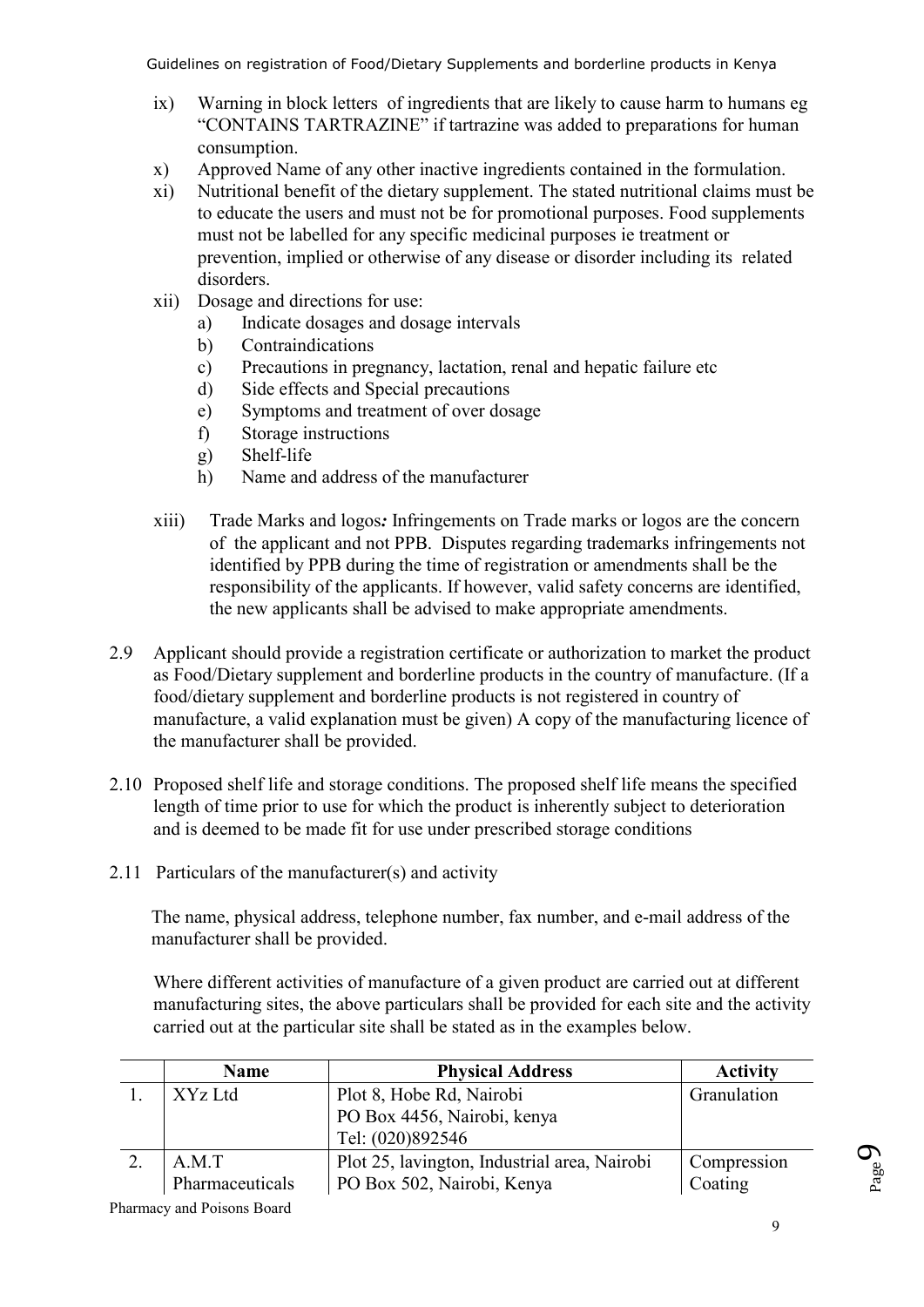ix) Warning in block letters of ingredients that are likely to cause harm to humans eg "CONTAINS TARTRAZINE" if tartrazine was added to preparations for human consumption.

x) Approved Name of any other inactive ingredients contained in the formulation.

xi) Nutritional benefit of the dietary supplement. The stated nutritional claims must be to educate the users and must not be for promotional purposes. Food supplements must not be labelled for any specific medicinal purposes ie treatment or prevention, implied or otherwise of any disease or disorder including its related disorders.

xii) Dosage and directions for use:
   a) Indicate dosages and dosage intervals
   b) Contraindications
   c) Precautions in pregnancy, lactation, renal and hepatic failure etc
   d) Side effects and Special precautions
   e) Symptoms and treatment of over dosage
   f) Storage instructions
   g) Shelf-life
   h) Name and address of the manufacturer

xiii) Trade Marks and logos*:* Infringements on Trade marks or logos are the concern of the applicant and not PPB. Disputes regarding trademarks infringements not identified by PPB during the time of registration or amendments shall be the responsibility of the applicants. If however, valid safety concerns are identified, the new applicants shall be advised to make appropriate amendments.

2.9 Applicant should provide a registration certificate or authorization to market the product as Food/Dietary supplement and borderline products in the country of manufacture. (If a food/dietary supplement and borderline products is not registered in country of manufacture, a valid explanation must be given) A copy of the manufacturing licence of the manufacturer shall be provided.

2.10 Proposed shelf life and storage conditions. The proposed shelf life means the specified length of time prior to use for which the product is inherently subject to deterioration and is deemed to be made fit for use under prescribed storage conditions

2.11 Particulars of the manufacturer(s) and activity

The name, physical address, telephone number, fax number, and e-mail address of the manufacturer shall be provided.

Where different activities of manufacture of a given product are carried out at different manufacturing sites, the above particulars shall be provided for each site and the activity carried out at the particular site shall be stated as in the examples below.

| | Name | Physical Address | Activity |
|---|---|---|---|
| 1. | XYz Ltd | Plot 8, Hobe Rd, Nairobi<br>PO Box 4456, Nairobi, kenya<br>Tel: (020)892546 | Granulation |
| 2. | A.M.T Pharmaceuticals | Plot 25, lavington, Industrial area, Nairobi<br>PO Box 502, Nairobi, Kenya | Compression<br>Coating |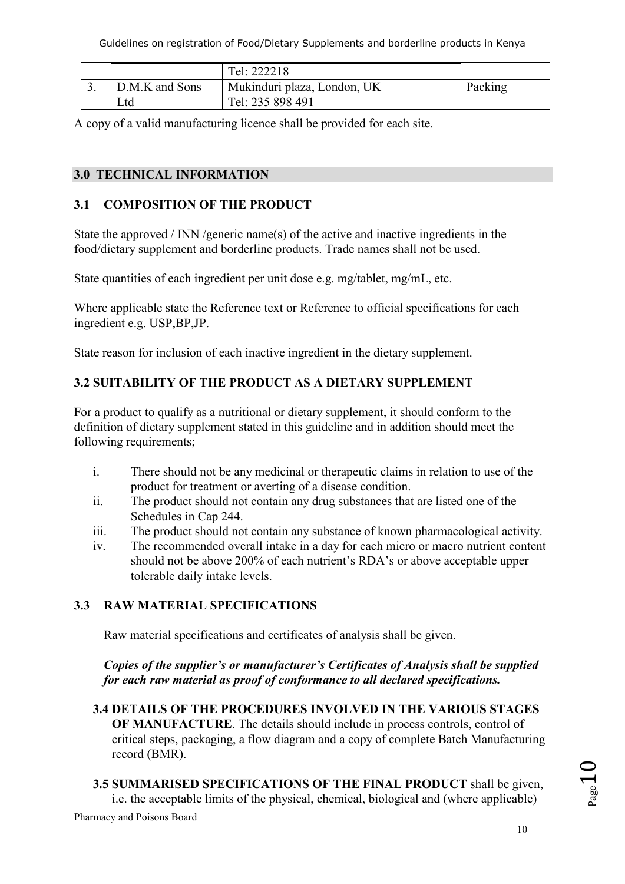|  |  | Tel: 222218 |  |
|---|---|---|---|
| 3. | D.M.K and Sons Ltd | Mukinduri plaza, London, UK<br>Tel: 235 898 491 | Packing |

A copy of a valid manufacturing licence shall be provided for each site.

## 3.0 TECHNICAL INFORMATION

### 3.1 COMPOSITION OF THE PRODUCT

State the approved / INN /generic name(s) of the active and inactive ingredients in the food/dietary supplement and borderline products. Trade names shall not be used.

State quantities of each ingredient per unit dose e.g. mg/tablet, mg/mL, etc.

Where applicable state the Reference text or Reference to official specifications for each ingredient e.g. USP,BP,JP.

State reason for inclusion of each inactive ingredient in the dietary supplement.

### 3.2 SUITABILITY OF THE PRODUCT AS A DIETARY SUPPLEMENT

For a product to qualify as a nutritional or dietary supplement, it should conform to the definition of dietary supplement stated in this guideline and in addition should meet the following requirements;

i. There should not be any medicinal or therapeutic claims in relation to use of the product for treatment or averting of a disease condition.
ii. The product should not contain any drug substances that are listed one of the Schedules in Cap 244.
iii. The product should not contain any substance of known pharmacological activity.
iv. The recommended overall intake in a day for each micro or macro nutrient content should not be above 200% of each nutrient's RDA's or above acceptable upper tolerable daily intake levels.

### 3.3 RAW MATERIAL SPECIFICATIONS

Raw material specifications and certificates of analysis shall be given.

***Copies of the supplier's or manufacturer's Certificates of Analysis shall be supplied for each raw material as proof of conformance to all declared specifications.***

**3.4 DETAILS OF THE PROCEDURES INVOLVED IN THE VARIOUS STAGES OF MANUFACTURE**. The details should include in process controls, control of critical steps, packaging, a flow diagram and a copy of complete Batch Manufacturing record (BMR).

**3.5 SUMMARISED SPECIFICATIONS OF THE FINAL PRODUCT** shall be given, i.e. the acceptable limits of the physical, chemical, biological and (where applicable)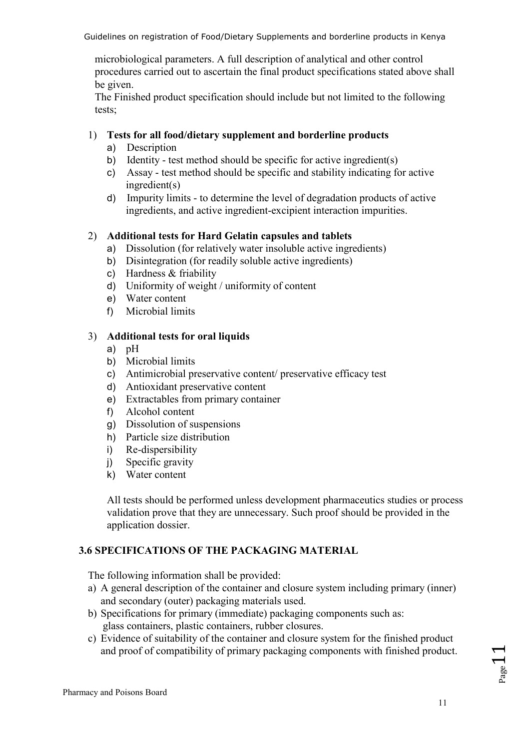microbiological parameters. A full description of analytical and other control procedures carried out to ascertain the final product specifications stated above shall be given.

The Finished product specification should include but not limited to the following tests;

1) **Tests for all food/dietary supplement and borderline products**
   a) Description
   b) Identity - test method should be specific for active ingredient(s)
   c) Assay - test method should be specific and stability indicating for active ingredient(s)
   d) Impurity limits - to determine the level of degradation products of active ingredients, and active ingredient-excipient interaction impurities.

2) **Additional tests for Hard Gelatin capsules and tablets**
   a) Dissolution (for relatively water insoluble active ingredients)
   b) Disintegration (for readily soluble active ingredients)
   c) Hardness & friability
   d) Uniformity of weight / uniformity of content
   e) Water content
   f) Microbial limits

3) **Additional tests for oral liquids**
   a) pH
   b) Microbial limits
   c) Antimicrobial preservative content/ preservative efficacy test
   d) Antioxidant preservative content
   e) Extractables from primary container
   f) Alcohol content
   g) Dissolution of suspensions
   h) Particle size distribution
   i) Re-dispersibility
   j) Specific gravity
   k) Water content

   All tests should be performed unless development pharmaceutics studies or process validation prove that they are unnecessary. Such proof should be provided in the application dossier.

## 3.6 SPECIFICATIONS OF THE PACKAGING MATERIAL

The following information shall be provided:

a) A general description of the container and closure system including primary (inner) and secondary (outer) packaging materials used.
b) Specifications for primary (immediate) packaging components such as: glass containers, plastic containers, rubber closures.
c) Evidence of suitability of the container and closure system for the finished product and proof of compatibility of primary packaging components with finished product.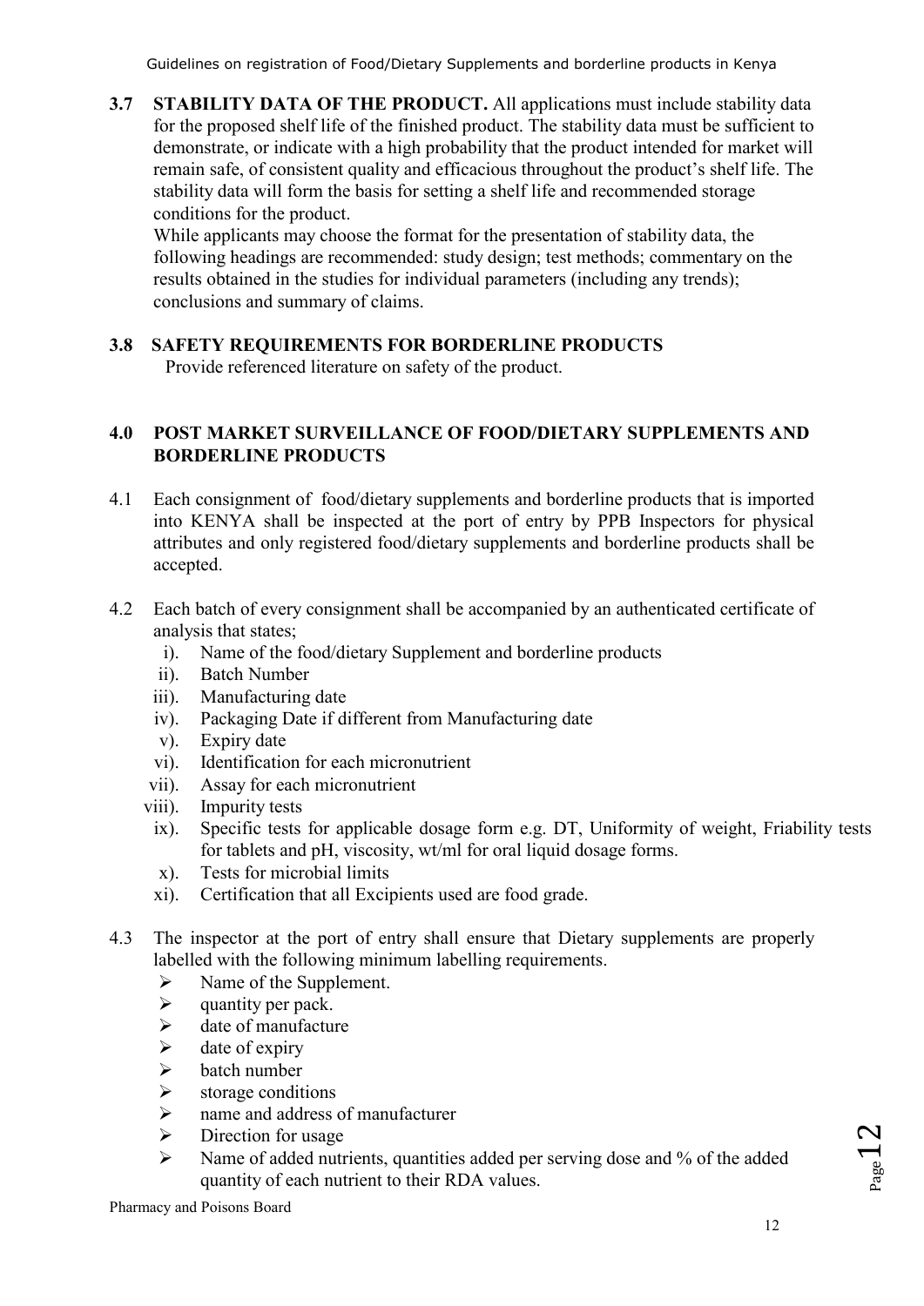**3.7 STABILITY DATA OF THE PRODUCT.** All applications must include stability data for the proposed shelf life of the finished product. The stability data must be sufficient to demonstrate, or indicate with a high probability that the product intended for market will remain safe, of consistent quality and efficacious throughout the product's shelf life. The stability data will form the basis for setting a shelf life and recommended storage conditions for the product.

While applicants may choose the format for the presentation of stability data, the following headings are recommended: study design; test methods; commentary on the results obtained in the studies for individual parameters (including any trends); conclusions and summary of claims.

**3.8 SAFETY REQUIREMENTS FOR BORDERLINE PRODUCTS**

Provide referenced literature on safety of the product.

## 4.0 POST MARKET SURVEILLANCE OF FOOD/DIETARY SUPPLEMENTS AND BORDERLINE PRODUCTS

4.1 Each consignment of food/dietary supplements and borderline products that is imported into KENYA shall be inspected at the port of entry by PPB Inspectors for physical attributes and only registered food/dietary supplements and borderline products shall be accepted.

4.2 Each batch of every consignment shall be accompanied by an authenticated certificate of analysis that states;

- i). Name of the food/dietary Supplement and borderline products
- ii). Batch Number
- iii). Manufacturing date
- iv). Packaging Date if different from Manufacturing date
- v). Expiry date
- vi). Identification for each micronutrient
- vii). Assay for each micronutrient
- viii). Impurity tests
- ix). Specific tests for applicable dosage form e.g. DT, Uniformity of weight, Friability tests for tablets and pH, viscosity, wt/ml for oral liquid dosage forms.
- x). Tests for microbial limits
- xi). Certification that all Excipients used are food grade.

4.3 The inspector at the port of entry shall ensure that Dietary supplements are properly labelled with the following minimum labelling requirements.

- Name of the Supplement.
- quantity per pack.
- date of manufacture
- date of expiry
- batch number
- storage conditions
- name and address of manufacturer
- Direction for usage
- Name of added nutrients, quantities added per serving dose and % of the added quantity of each nutrient to their RDA values.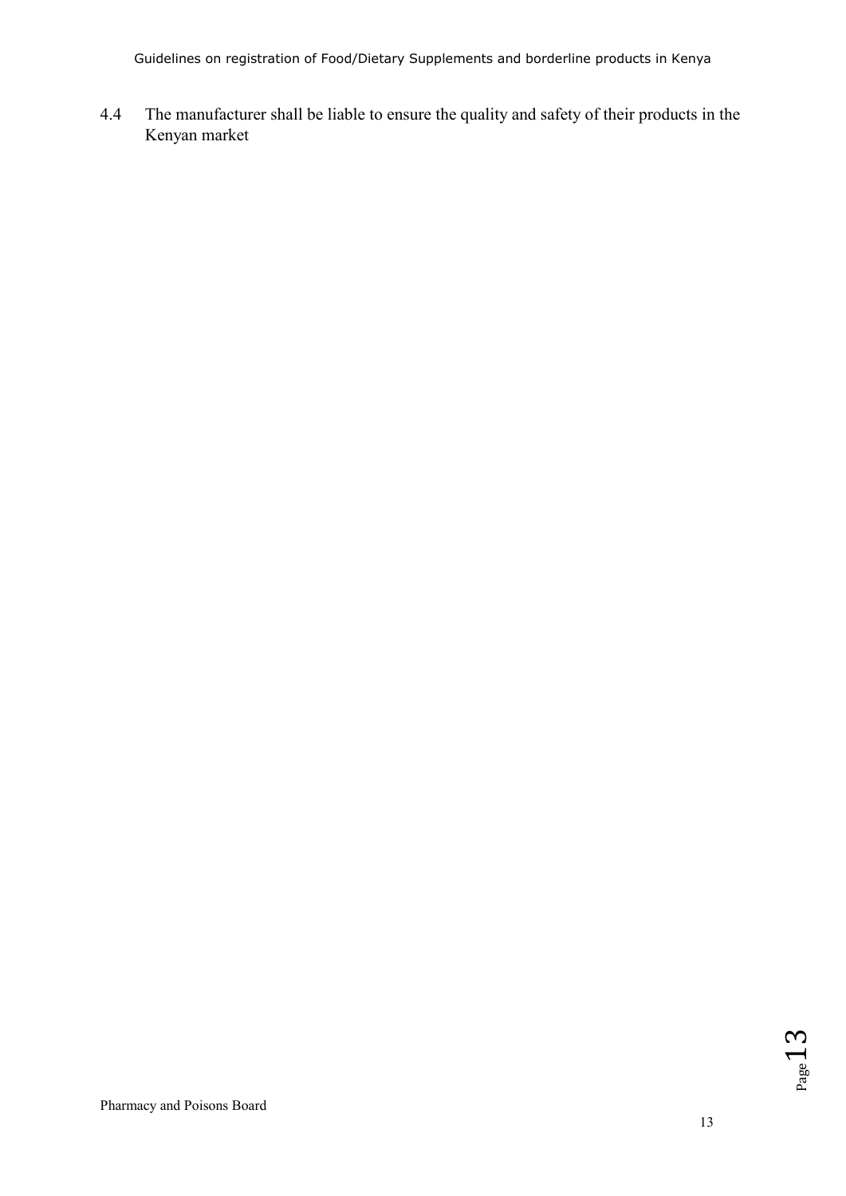4.4 The manufacturer shall be liable to ensure the quality and safety of their products in the Kenyan market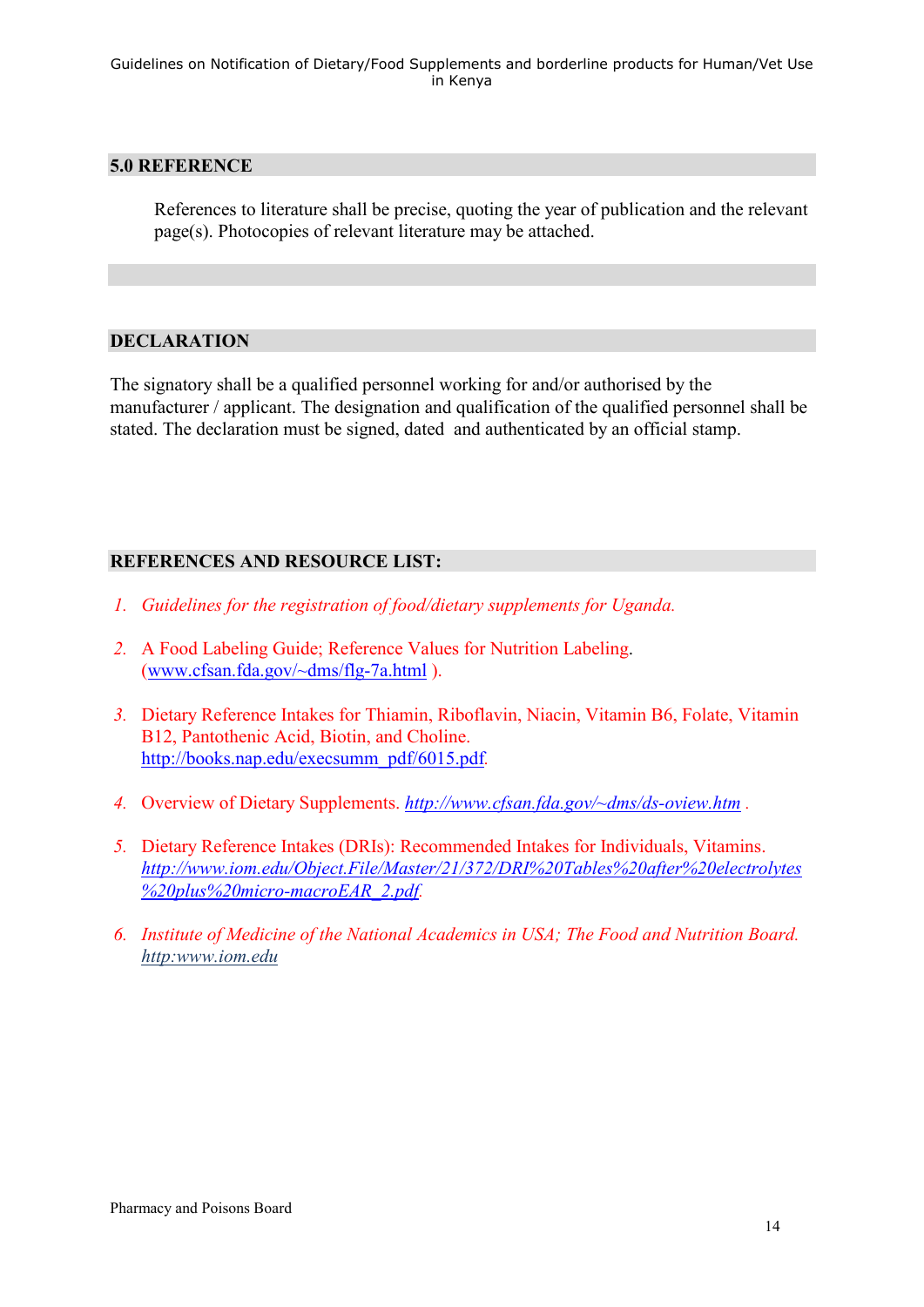## 5.0 REFERENCE

References to literature shall be precise, quoting the year of publication and the relevant page(s). Photocopies of relevant literature may be attached.

## DECLARATION

The signatory shall be a qualified personnel working for and/or authorised by the manufacturer / applicant. The designation and qualification of the qualified personnel shall be stated. The declaration must be signed, dated and authenticated by an official stamp.

## REFERENCES AND RESOURCE LIST:

1. *Guidelines for the registration of food/dietary supplements for Uganda.*
2. A Food Labeling Guide; Reference Values for Nutrition Labeling. (www.cfsan.fda.gov/~dms/flg-7a.html ).
3. Dietary Reference Intakes for Thiamin, Riboflavin, Niacin, Vitamin B6, Folate, Vitamin B12, Pantothenic Acid, Biotin, and Choline. http://books.nap.edu/execsumm_pdf/6015.pdf.
4. Overview of Dietary Supplements. *http://www.cfsan.fda.gov/~dms/ds-oview.htm* .
5. Dietary Reference Intakes (DRIs): Recommended Intakes for Individuals, Vitamins. *http://www.iom.edu/Object.File/Master/21/372/DRI%20Tables%20after%20electrolytes%20plus%20micro-macroEAR_2.pdf.*
6. *Institute of Medicine of the National Academics in USA; The Food and Nutrition Board. http:www.iom.edu*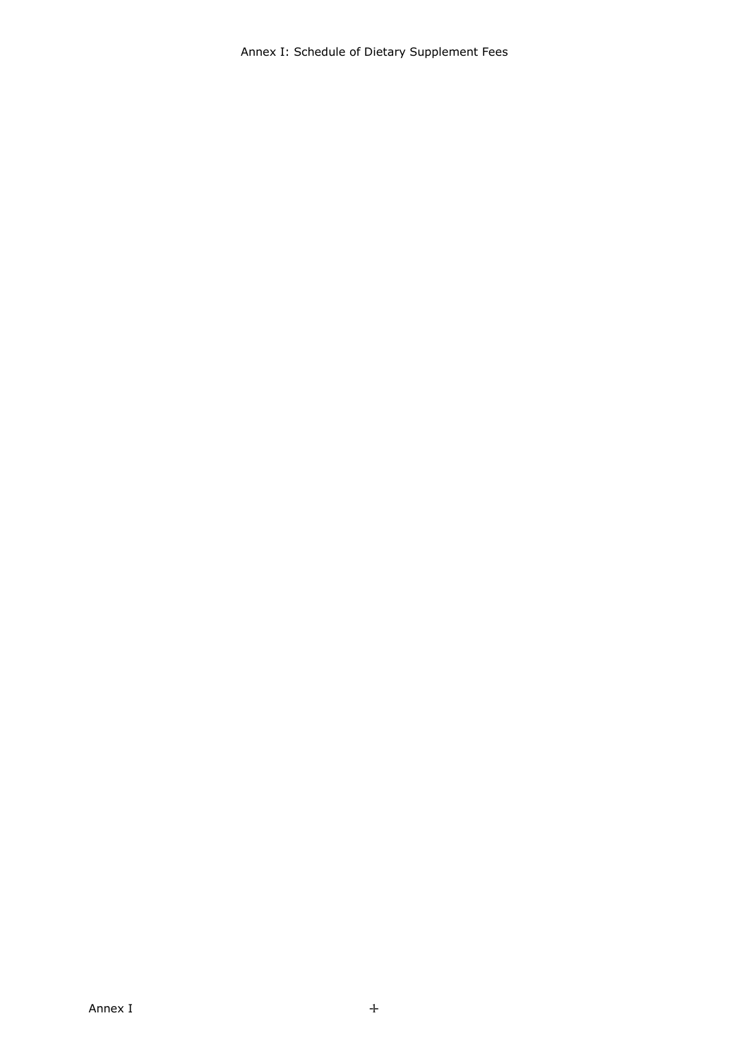# Annex I: Schedule of Dietary Supplement Fees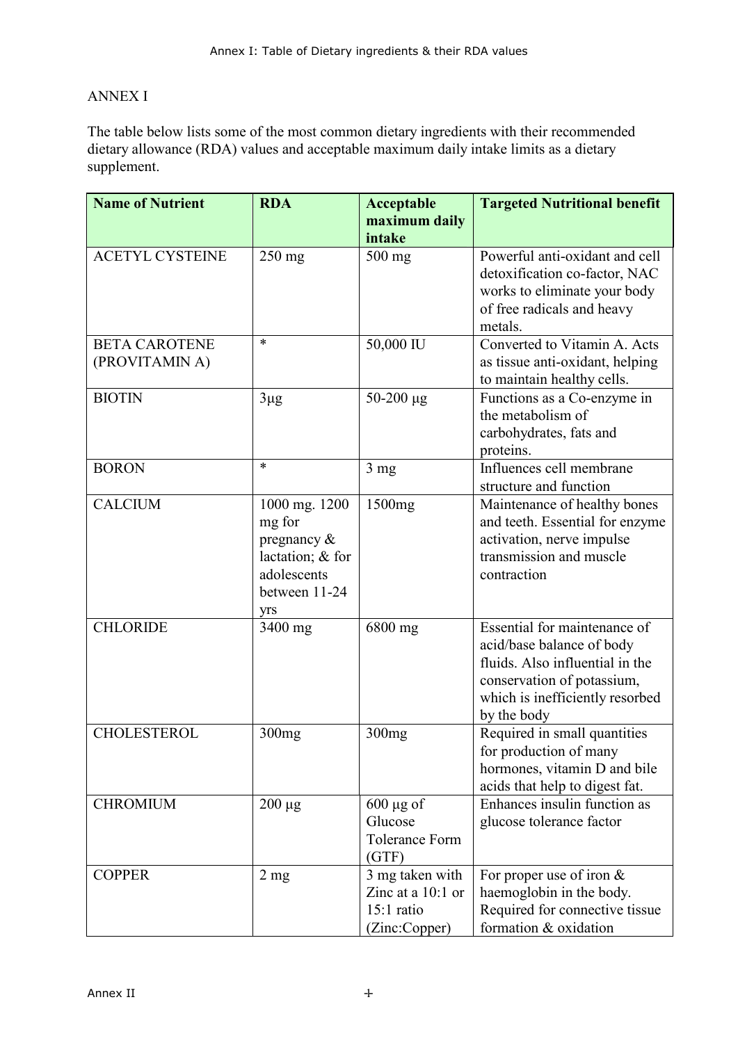ANNEX I

The table below lists some of the most common dietary ingredients with their recommended dietary allowance (RDA) values and acceptable maximum daily intake limits as a dietary supplement.

| Name of Nutrient | RDA | Acceptable maximum daily intake | Targeted Nutritional benefit |
|---|---|---|---|
| ACETYL CYSTEINE | 250 mg | 500 mg | Powerful anti-oxidant and cell detoxification co-factor, NAC works to eliminate your body of free radicals and heavy metals. |
| BETA CAROTENE (PROVITAMIN A) | * | 50,000 IU | Converted to Vitamin A. Acts as tissue anti-oxidant, helping to maintain healthy cells. |
| BIOTIN | 3µg | 50-200 µg | Functions as a Co-enzyme in the metabolism of carbohydrates, fats and proteins. |
| BORON | * | 3 mg | Influences cell membrane structure and function |
| CALCIUM | 1000 mg. 1200 mg for pregnancy & lactation; & for adolescents between 11-24 yrs | 1500mg | Maintenance of healthy bones and teeth. Essential for enzyme activation, nerve impulse transmission and muscle contraction |
| CHLORIDE | 3400 mg | 6800 mg | Essential for maintenance of acid/base balance of body fluids. Also influential in the conservation of potassium, which is inefficiently resorbed by the body |
| CHOLESTEROL | 300mg | 300mg | Required in small quantities for production of many hormones, vitamin D and bile acids that help to digest fat. |
| CHROMIUM | 200 µg | 600 µg of Glucose Tolerance Form (GTF) | Enhances insulin function as glucose tolerance factor |
| COPPER | 2 mg | 3 mg taken with Zinc at a 10:1 or 15:1 ratio (Zinc:Copper) | For proper use of iron & haemoglobin in the body. Required for connective tissue formation & oxidation |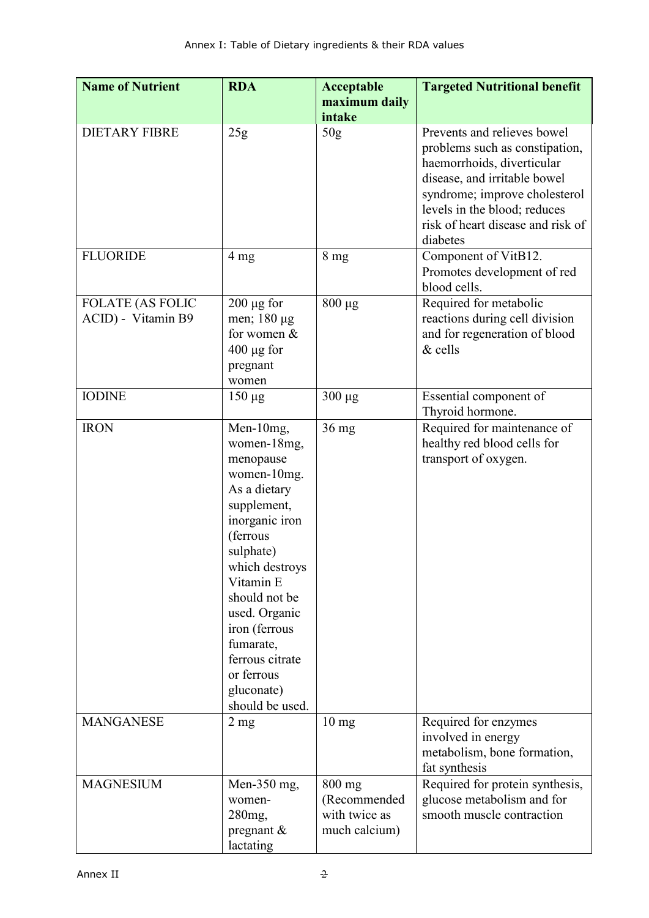Annex I: Table of Dietary ingredients & their RDA values

| Name of Nutrient | RDA | Acceptable maximum daily intake | Targeted Nutritional benefit |
|---|---|---|---|
| DIETARY FIBRE | 25g | 50g | Prevents and relieves bowel problems such as constipation, haemorrhoids, diverticular disease, and irritable bowel syndrome; improve cholesterol levels in the blood; reduces risk of heart disease and risk of diabetes |
| FLUORIDE | 4 mg | 8 mg | Component of VitB12. Promotes development of red blood cells. |
| FOLATE (AS FOLIC ACID) - Vitamin B9 | 200 µg for men; 180 µg for women & 400 µg for pregnant women | 800 µg | Required for metabolic reactions during cell division and for regeneration of blood & cells |
| IODINE | 150 µg | 300 µg | Essential component of Thyroid hormone. |
| IRON | Men-10mg, women-18mg, menopause women-10mg. As a dietary supplement, inorganic iron (ferrous sulphate) which destroys Vitamin E should not be used. Organic iron (ferrous fumarate, ferrous citrate or ferrous gluconate) should be used. | 36 mg | Required for maintenance of healthy red blood cells for transport of oxygen. |
| MANGANESE | 2 mg | 10 mg | Required for enzymes involved in energy metabolism, bone formation, fat synthesis |
| MAGNESIUM | Men-350 mg, women-280mg, pregnant & lactating | 800 mg (Recommended with twice as much calcium) | Required for protein synthesis, glucose metabolism and for smooth muscle contraction |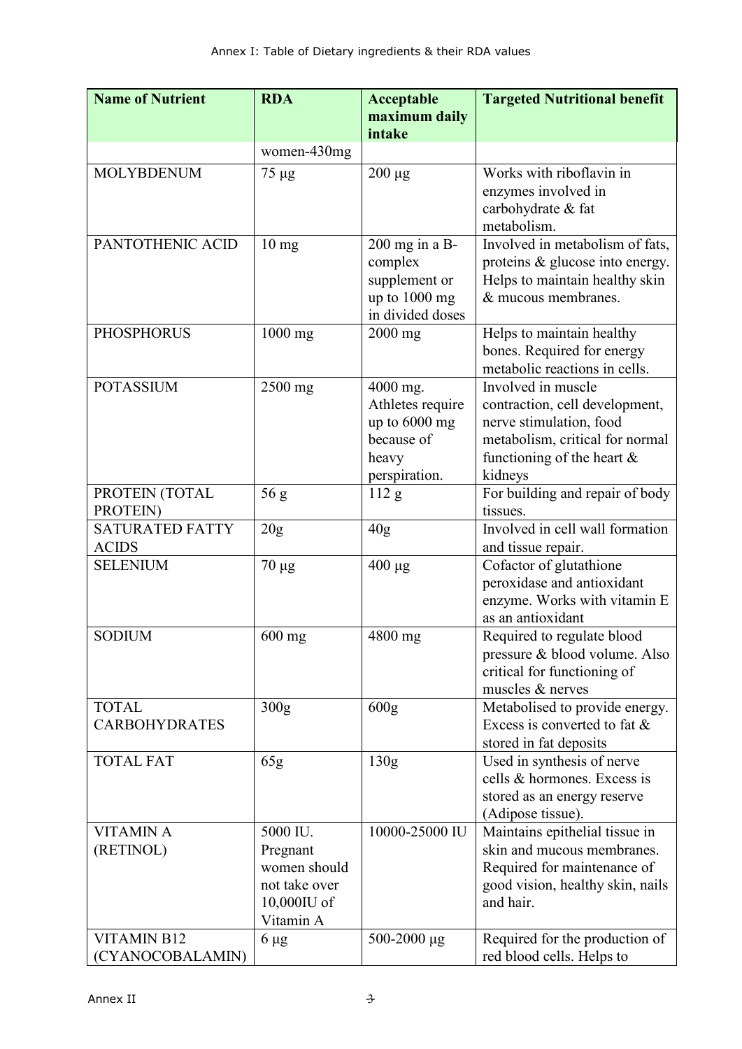Annex I: Table of Dietary ingredients & their RDA values

| Name of Nutrient | RDA | Acceptable maximum daily intake | Targeted Nutritional benefit |
|---|---|---|---|
| | women-430mg | | |
| MOLYBDENUM | 75 µg | 200 µg | Works with riboflavin in enzymes involved in carbohydrate & fat metabolism. |
| PANTOTHENIC ACID | 10 mg | 200 mg in a B-complex supplement or up to 1000 mg in divided doses | Involved in metabolism of fats, proteins & glucose into energy. Helps to maintain healthy skin & mucous membranes. |
| PHOSPHORUS | 1000 mg | 2000 mg | Helps to maintain healthy bones. Required for energy metabolic reactions in cells. |
| POTASSIUM | 2500 mg | 4000 mg. Athletes require up to 6000 mg because of heavy perspiration. | Involved in muscle contraction, cell development, nerve stimulation, food metabolism, critical for normal functioning of the heart & kidneys |
| PROTEIN (TOTAL PROTEIN) | 56 g | 112 g | For building and repair of body tissues. |
| SATURATED FATTY ACIDS | 20g | 40g | Involved in cell wall formation and tissue repair. |
| SELENIUM | 70 µg | 400 µg | Cofactor of glutathione peroxidase and antioxidant enzyme. Works with vitamin E as an antioxidant |
| SODIUM | 600 mg | 4800 mg | Required to regulate blood pressure & blood volume. Also critical for functioning of muscles & nerves |
| TOTAL CARBOHYDRATES | 300g | 600g | Metabolised to provide energy. Excess is converted to fat & stored in fat deposits |
| TOTAL FAT | 65g | 130g | Used in synthesis of nerve cells & hormones. Excess is stored as an energy reserve (Adipose tissue). |
| VITAMIN A (RETINOL) | 5000 IU. Pregnant women should not take over 10,000IU of Vitamin A | 10000-25000 IU | Maintains epithelial tissue in skin and mucous membranes. Required for maintenance of good vision, healthy skin, nails and hair. |
| VITAMIN B12 (CYANOCOBALAMIN) | 6 µg | 500-2000 µg | Required for the production of red blood cells. Helps to |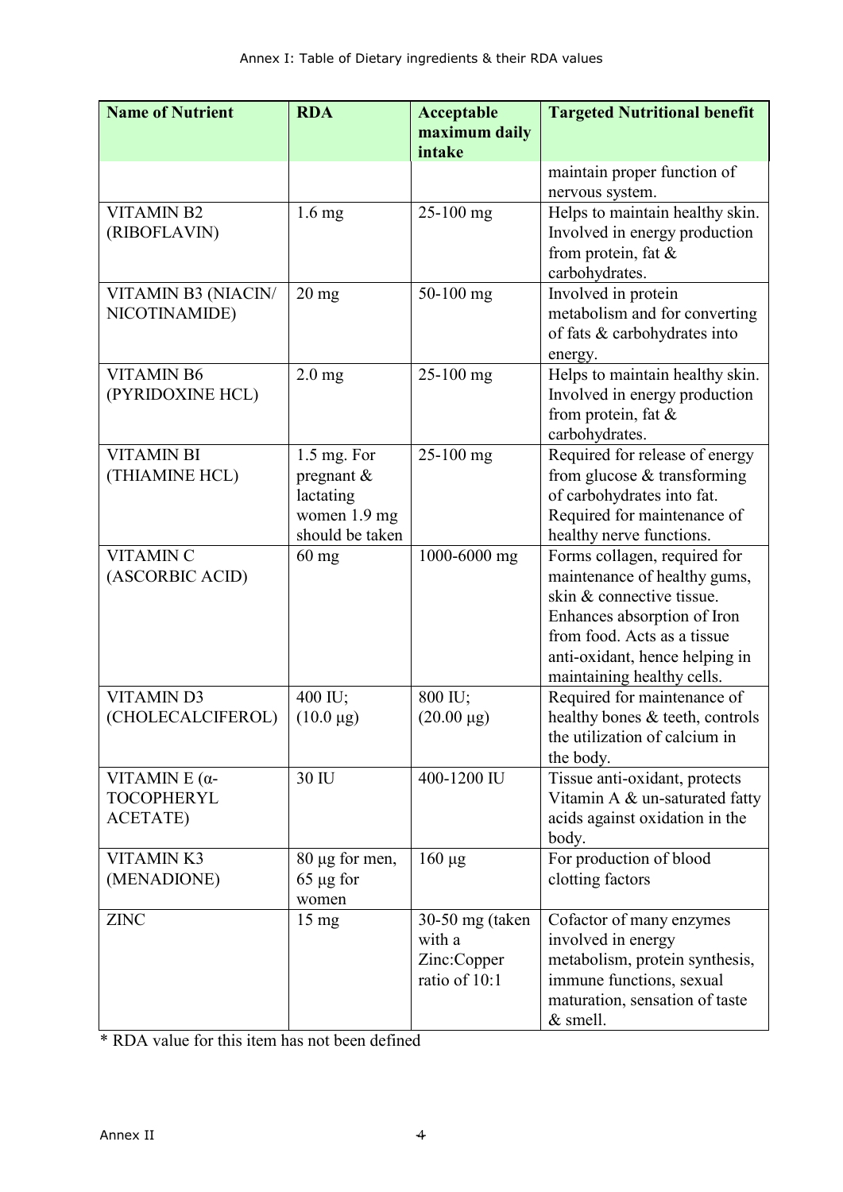| Name of Nutrient | RDA | Acceptable maximum daily intake | Targeted Nutritional benefit |
|---|---|---|---|
| | | | maintain proper function of nervous system. |
| VITAMIN B2 (RIBOFLAVIN) | 1.6 mg | 25-100 mg | Helps to maintain healthy skin. Involved in energy production from protein, fat & carbohydrates. |
| VITAMIN B3 (NIACIN/ NICOTINAMIDE) | 20 mg | 50-100 mg | Involved in protein metabolism and for converting of fats & carbohydrates into energy. |
| VITAMIN B6 (PYRIDOXINE HCL) | 2.0 mg | 25-100 mg | Helps to maintain healthy skin. Involved in energy production from protein, fat & carbohydrates. |
| VITAMIN BI (THIAMINE HCL) | 1.5 mg. For pregnant & lactating women 1.9 mg should be taken | 25-100 mg | Required for release of energy from glucose & transforming of carbohydrates into fat. Required for maintenance of healthy nerve functions. |
| VITAMIN C (ASCORBIC ACID) | 60 mg | 1000-6000 mg | Forms collagen, required for maintenance of healthy gums, skin & connective tissue. Enhances absorption of Iron from food. Acts as a tissue anti-oxidant, hence helping in maintaining healthy cells. |
| VITAMIN D3 (CHOLECALCIFEROL) | 400 IU; (10.0 µg) | 800 IU; (20.00 µg) | Required for maintenance of healthy bones & teeth, controls the utilization of calcium in the body. |
| VITAMIN E (α-TOCOPHERYL ACETATE) | 30 IU | 400-1200 IU | Tissue anti-oxidant, protects Vitamin A & un-saturated fatty acids against oxidation in the body. |
| VITAMIN K3 (MENADIONE) | 80 µg for men, 65 µg for women | 160 µg | For production of blood clotting factors |
| ZINC | 15 mg | 30-50 mg (taken with a Zinc:Copper ratio of 10:1 | Cofactor of many enzymes involved in energy metabolism, protein synthesis, immune functions, sexual maturation, sensation of taste & smell. |

* RDA value for this item has not been defined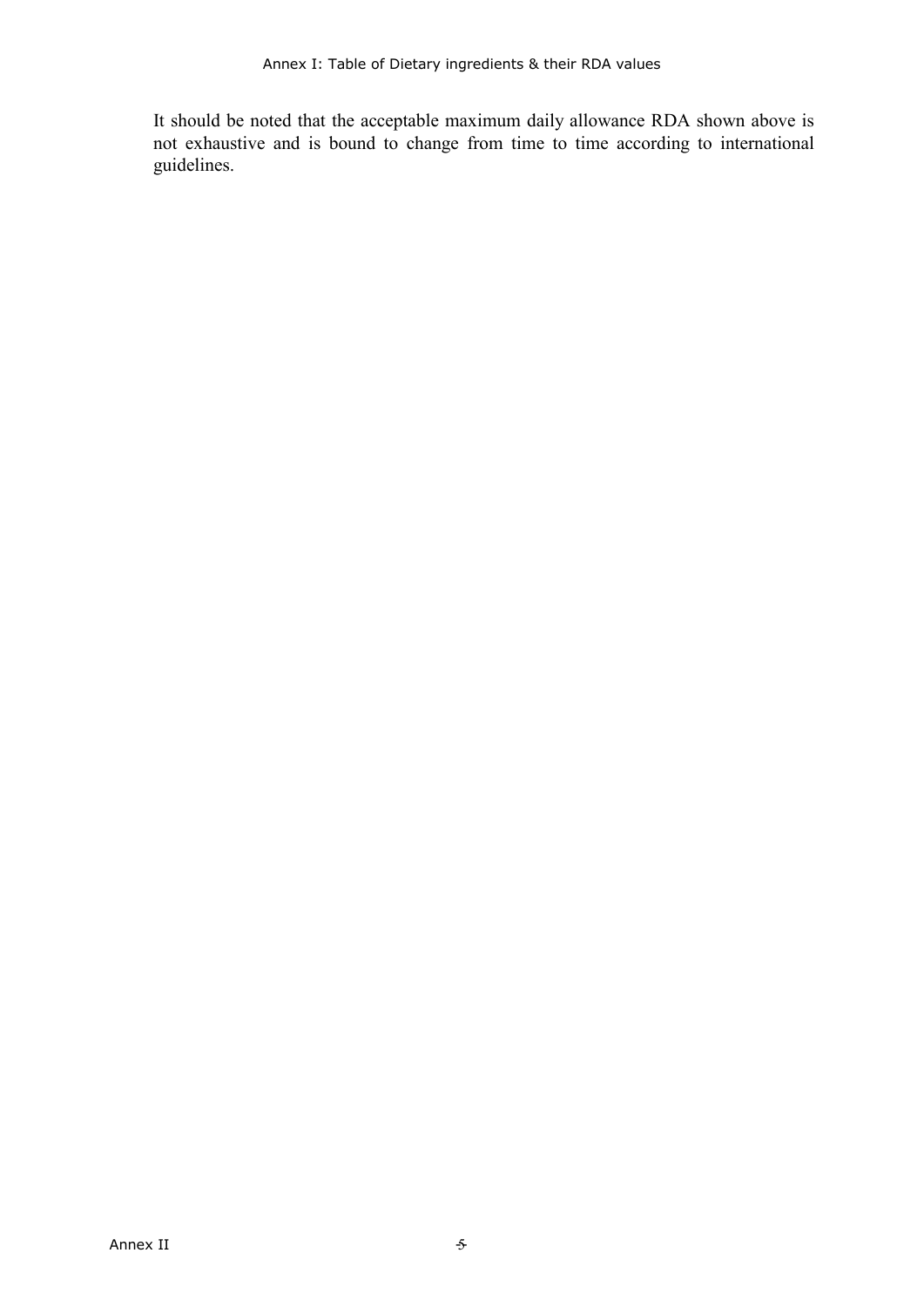It should be noted that the acceptable maximum daily allowance RDA shown above is not exhaustive and is bound to change from time to time according to international guidelines.